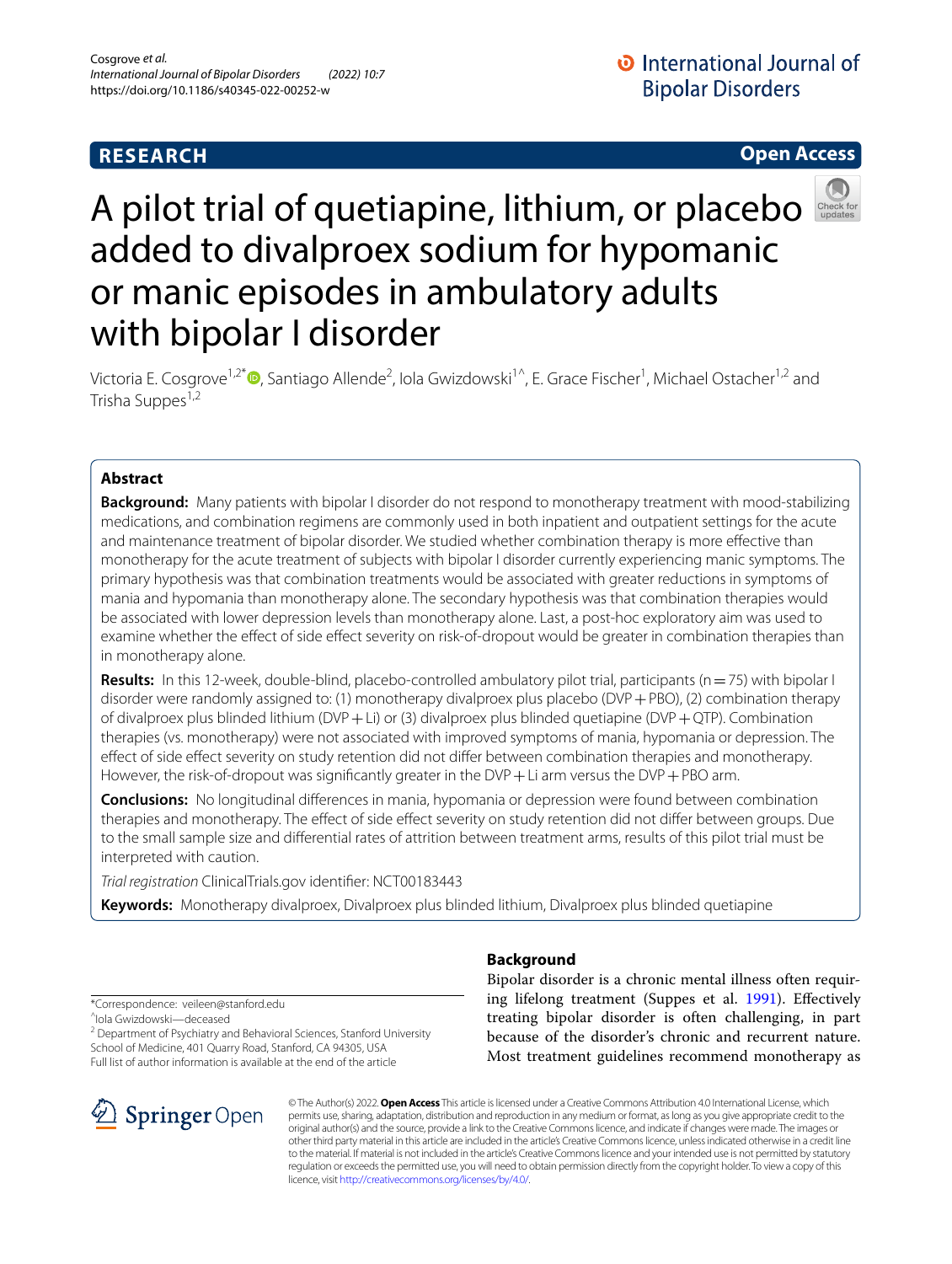RESEARCH

Open Access

# A pilot trial of quetiapine, lithium, or placebo added to divalproex sodium for hypomanic or manic episodes in ambulatory adults with bipolar I disorder

Victoria E. Cosgrove[1,2*], Santiago Allende[2], Iola Gwizdowski[1^], E. Grace Fischer[1], Michael Ostacher[1,2] and Trisha Suppes[1,2]

## Abstract

**Background:** Many patients with bipolar I disorder do not respond to monotherapy treatment with mood-stabilizing medications, and combination regimens are commonly used in both inpatient and outpatient settings for the acute and maintenance treatment of bipolar disorder. We studied whether combination therapy is more effective than monotherapy for the acute treatment of subjects with bipolar I disorder currently experiencing manic symptoms. The primary hypothesis was that combination treatments would be associated with greater reductions in symptoms of mania and hypomania than monotherapy alone. The secondary hypothesis was that combination therapies would be associated with lower depression levels than monotherapy alone. Last, a post-hoc exploratory aim was used to examine whether the effect of side effect severity on risk-of-dropout would be greater in combination therapies than in monotherapy alone.

**Results:** In this 12-week, double-blind, placebo-controlled ambulatory pilot trial, participants (n = 75) with bipolar I disorder were randomly assigned to: (1) monotherapy divalproex plus placebo (DVP + PBO), (2) combination therapy of divalproex plus blinded lithium (DVP + Li) or (3) divalproex plus blinded quetiapine (DVP + QTP). Combination therapies (vs. monotherapy) were not associated with improved symptoms of mania, hypomania or depression. The effect of side effect severity on study retention did not differ between combination therapies and monotherapy. However, the risk-of-dropout was significantly greater in the DVP + Li arm versus the DVP + PBO arm.

**Conclusions:** No longitudinal differences in mania, hypomania or depression were found between combination therapies and monotherapy. The effect of side effect severity on study retention did not differ between groups. Due to the small sample size and differential rates of attrition between treatment arms, results of this pilot trial must be interpreted with caution.

*Trial registration* ClinicalTrials.gov identifier: NCT00183443

**Keywords:** Monotherapy divalproex, Divalproex plus blinded lithium, Divalproex plus blinded quetiapine

*Correspondence: veileen@stanford.edu

^Iola Gwizdowski—deceased

[2] Department of Psychiatry and Behavioral Sciences, Stanford University School of Medicine, 401 Quarry Road, Stanford, CA 94305, USA

Full list of author information is available at the end of the article

## Background

Bipolar disorder is a chronic mental illness often requiring lifelong treatment (Suppes et al. 1991). Effectively treating bipolar disorder is often challenging, in part because of the disorder's chronic and recurrent nature. Most treatment guidelines recommend monotherapy as

© The Author(s) 2022. **Open Access** This article is licensed under a Creative Commons Attribution 4.0 International License, which permits use, sharing, adaptation, distribution and reproduction in any medium or format, as long as you give appropriate credit to the original author(s) and the source, provide a link to the Creative Commons licence, and indicate if changes were made. The images or other third party material in this article are included in the article's Creative Commons licence, unless indicated otherwise in a credit line to the material. If material is not included in the article's Creative Commons licence and your intended use is not permitted by statutory regulation or exceeds the permitted use, you will need to obtain permission directly from the copyright holder. To view a copy of this licence, visit http://creativecommons.org/licenses/by/4.0/.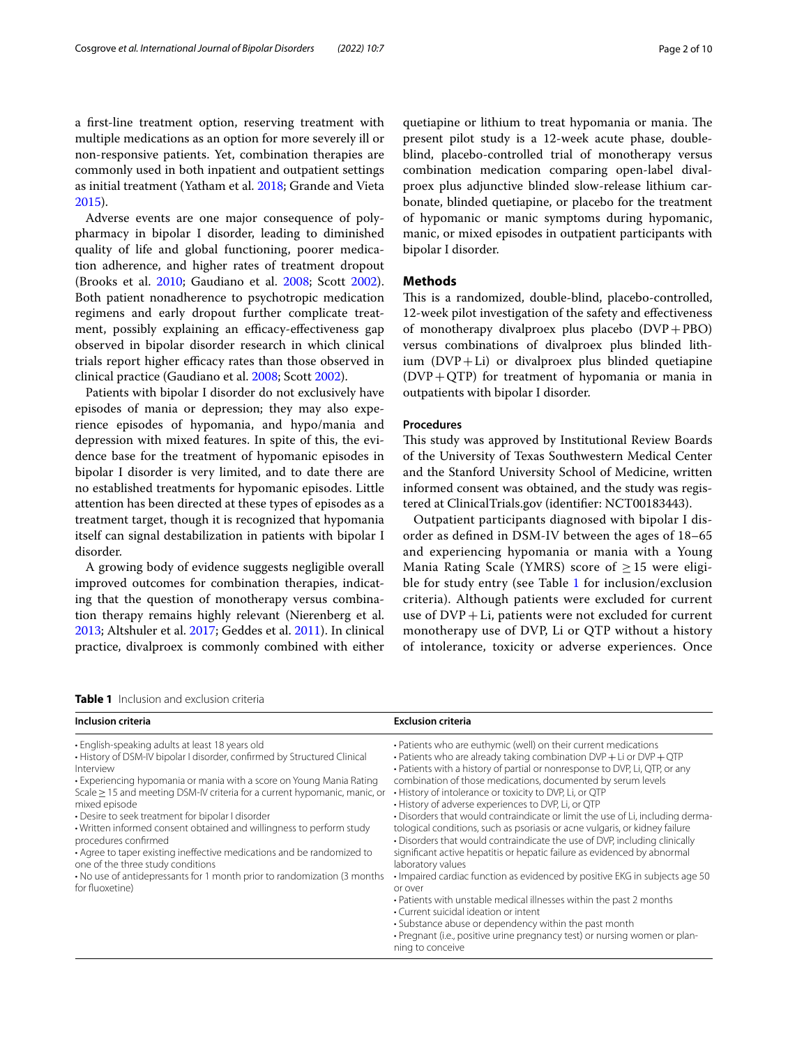a first-line treatment option, reserving treatment with multiple medications as an option for more severely ill or non-responsive patients. Yet, combination therapies are commonly used in both inpatient and outpatient settings as initial treatment (Yatham et al. 2018; Grande and Vieta 2015).

Adverse events are one major consequence of polypharmacy in bipolar I disorder, leading to diminished quality of life and global functioning, poorer medication adherence, and higher rates of treatment dropout (Brooks et al. 2010; Gaudiano et al. 2008; Scott 2002). Both patient nonadherence to psychotropic medication regimens and early dropout further complicate treatment, possibly explaining an efficacy-effectiveness gap observed in bipolar disorder research in which clinical trials report higher efficacy rates than those observed in clinical practice (Gaudiano et al. 2008; Scott 2002).

Patients with bipolar I disorder do not exclusively have episodes of mania or depression; they may also experience episodes of hypomania, and hypo/mania and depression with mixed features. In spite of this, the evidence base for the treatment of hypomanic episodes in bipolar I disorder is very limited, and to date there are no established treatments for hypomanic episodes. Little attention has been directed at these types of episodes as a treatment target, though it is recognized that hypomania itself can signal destabilization in patients with bipolar I disorder.

A growing body of evidence suggests negligible overall improved outcomes for combination therapies, indicating that the question of monotherapy versus combination therapy remains highly relevant (Nierenberg et al. 2013; Altshuler et al. 2017; Geddes et al. 2011). In clinical practice, divalproex is commonly combined with either quetiapine or lithium to treat hypomania or mania. The present pilot study is a 12-week acute phase, double-blind, placebo-controlled trial of monotherapy versus combination medication comparing open-label divalproex plus adjunctive blinded slow-release lithium carbonate, blinded quetiapine, or placebo for the treatment of hypomanic or manic symptoms during hypomanic, manic, or mixed episodes in outpatient participants with bipolar I disorder.

## Methods

This is a randomized, double-blind, placebo-controlled, 12-week pilot investigation of the safety and effectiveness of monotherapy divalproex plus placebo (DVP + PBO) versus combinations of divalproex plus blinded lithium (DVP + Li) or divalproex plus blinded quetiapine (DVP + QTP) for treatment of hypomania or mania in outpatients with bipolar I disorder.

### Procedures

This study was approved by Institutional Review Boards of the University of Texas Southwestern Medical Center and the Stanford University School of Medicine, written informed consent was obtained, and the study was registered at ClinicalTrials.gov (identifier: NCT00183443).

Outpatient participants diagnosed with bipolar I disorder as defined in DSM-IV between the ages of 18–65 and experiencing hypomania or mania with a Young Mania Rating Scale (YMRS) score of ≥ 15 were eligible for study entry (see Table 1 for inclusion/exclusion criteria). Although patients were excluded for current use of DVP + Li, patients were not excluded for current monotherapy use of DVP, Li or QTP without a history of intolerance, toxicity or adverse experiences. Once

**Table 1** Inclusion and exclusion criteria

| Inclusion criteria | Exclusion criteria |
|---|---|
| • English-speaking adults at least 18 years old<br>• History of DSM-IV bipolar I disorder, confirmed by Structured Clinical Interview<br>• Experiencing hypomania or mania with a score on Young Mania Rating Scale ≥ 15 and meeting DSM-IV criteria for a current hypomanic, manic, or mixed episode<br>• Desire to seek treatment for bipolar I disorder<br>• Written informed consent obtained and willingness to perform study procedures confirmed<br>• Agree to taper existing ineffective medications and be randomized to one of the three study conditions<br>• No use of antidepressants for 1 month prior to randomization (3 months for fluoxetine) | • Patients who are euthymic (well) on their current medications<br>• Patients who are already taking combination DVP + Li or DVP + QTP<br>• Patients with a history of partial or nonresponse to DVP, Li, QTP, or any combination of those medications, documented by serum levels<br>• History of intolerance or toxicity to DVP, Li, or QTP<br>• History of adverse experiences to DVP, Li, or QTP<br>• Disorders that would contraindicate or limit the use of Li, including dermatological conditions, such as psoriasis or acne vulgaris, or kidney failure<br>• Disorders that would contraindicate the use of DVP, including clinically significant active hepatitis or hepatic failure as evidenced by abnormal laboratory values<br>• Impaired cardiac function as evidenced by positive EKG in subjects age 50 or over<br>• Patients with unstable medical illnesses within the past 2 months<br>• Current suicidal ideation or intent<br>• Substance abuse or dependency within the past month<br>• Pregnant (i.e., positive urine pregnancy test) or nursing women or planning to conceive |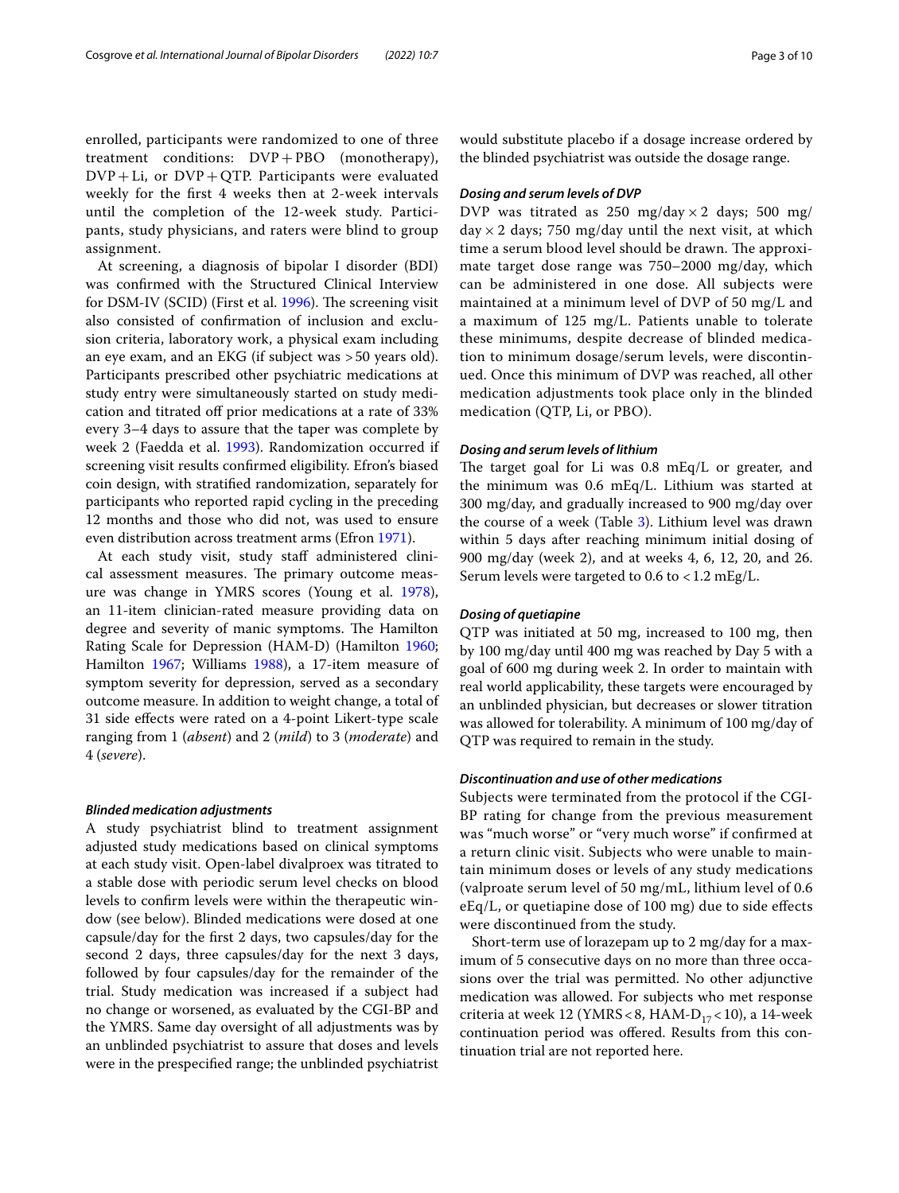enrolled, participants were randomized to one of three treatment conditions: DVP + PBO (monotherapy), DVP + Li, or DVP + QTP. Participants were evaluated weekly for the first 4 weeks then at 2-week intervals until the completion of the 12-week study. Participants, study physicians, and raters were blind to group assignment.

At screening, a diagnosis of bipolar I disorder (BDI) was confirmed with the Structured Clinical Interview for DSM-IV (SCID) (First et al. 1996). The screening visit also consisted of confirmation of inclusion and exclusion criteria, laboratory work, a physical exam including an eye exam, and an EKG (if subject was > 50 years old). Participants prescribed other psychiatric medications at study entry were simultaneously started on study medication and titrated off prior medications at a rate of 33% every 3–4 days to assure that the taper was complete by week 2 (Faedda et al. 1993). Randomization occurred if screening visit results confirmed eligibility. Efron's biased coin design, with stratified randomization, separately for participants who reported rapid cycling in the preceding 12 months and those who did not, was used to ensure even distribution across treatment arms (Efron 1971).

At each study visit, study staff administered clinical assessment measures. The primary outcome measure was change in YMRS scores (Young et al. 1978), an 11-item clinician-rated measure providing data on degree and severity of manic symptoms. The Hamilton Rating Scale for Depression (HAM-D) (Hamilton 1960; Hamilton 1967; Williams 1988), a 17-item measure of symptom severity for depression, served as a secondary outcome measure. In addition to weight change, a total of 31 side effects were rated on a 4-point Likert-type scale ranging from 1 (*absent*) and 2 (*mild*) to 3 (*moderate*) and 4 (*severe*).

### *Blinded medication adjustments*

A study psychiatrist blind to treatment assignment adjusted study medications based on clinical symptoms at each study visit. Open-label divalproex was titrated to a stable dose with periodic serum level checks on blood levels to confirm levels were within the therapeutic window (see below). Blinded medications were dosed at one capsule/day for the first 2 days, two capsules/day for the second 2 days, three capsules/day for the next 3 days, followed by four capsules/day for the remainder of the trial. Study medication was increased if a subject had no change or worsened, as evaluated by the CGI-BP and the YMRS. Same day oversight of all adjustments was by an unblinded psychiatrist to assure that doses and levels were in the prespecified range; the unblinded psychiatrist would substitute placebo if a dosage increase ordered by the blinded psychiatrist was outside the dosage range.

### *Dosing and serum levels of DVP*

DVP was titrated as 250 mg/day × 2 days; 500 mg/day × 2 days; 750 mg/day until the next visit, at which time a serum blood level should be drawn. The approximate target dose range was 750–2000 mg/day, which can be administered in one dose. All subjects were maintained at a minimum level of DVP of 50 mg/L and a maximum of 125 mg/L. Patients unable to tolerate these minimums, despite decrease of blinded medication to minimum dosage/serum levels, were discontinued. Once this minimum of DVP was reached, all other medication adjustments took place only in the blinded medication (QTP, Li, or PBO).

### *Dosing and serum levels of lithium*

The target goal for Li was 0.8 mEq/L or greater, and the minimum was 0.6 mEq/L. Lithium was started at 300 mg/day, and gradually increased to 900 mg/day over the course of a week (Table 3). Lithium level was drawn within 5 days after reaching minimum initial dosing of 900 mg/day (week 2), and at weeks 4, 6, 12, 20, and 26. Serum levels were targeted to 0.6 to < 1.2 mEg/L.

### *Dosing of quetiapine*

QTP was initiated at 50 mg, increased to 100 mg, then by 100 mg/day until 400 mg was reached by Day 5 with a goal of 600 mg during week 2. In order to maintain with real world applicability, these targets were encouraged by an unblinded physician, but decreases or slower titration was allowed for tolerability. A minimum of 100 mg/day of QTP was required to remain in the study.

### *Discontinuation and use of other medications*

Subjects were terminated from the protocol if the CGI-BP rating for change from the previous measurement was "much worse" or "very much worse" if confirmed at a return clinic visit. Subjects who were unable to maintain minimum doses or levels of any study medications (valproate serum level of 50 mg/mL, lithium level of 0.6 eEq/L, or quetiapine dose of 100 mg) due to side effects were discontinued from the study.

Short-term use of lorazepam up to 2 mg/day for a maximum of 5 consecutive days on no more than three occasions over the trial was permitted. No other adjunctive medication was allowed. For subjects who met response criteria at week 12 (YMRS < 8, $\text{HAM-D}_{17} < 10$), a 14-week continuation period was offered. Results from this continuation trial are not reported here.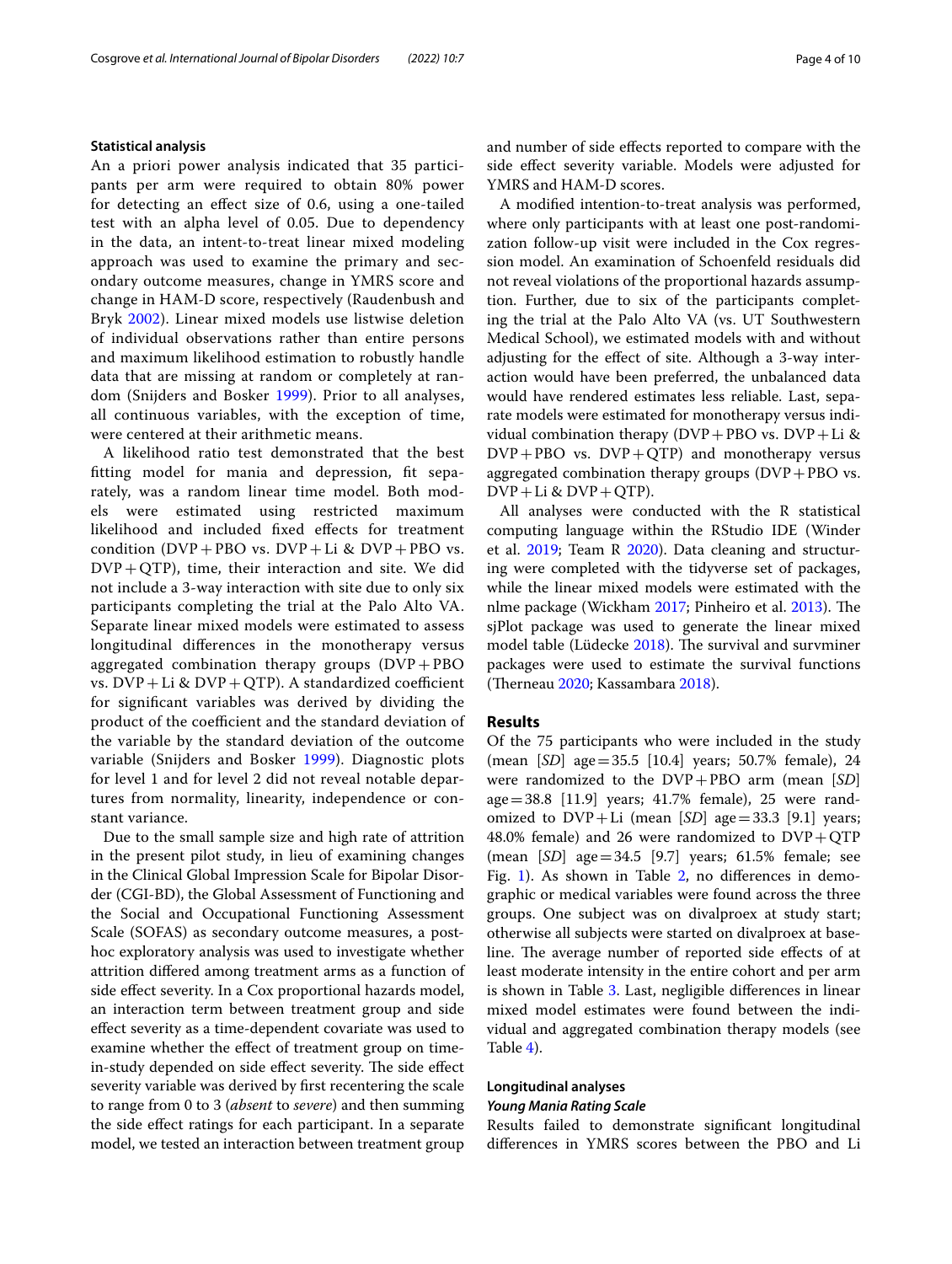### Statistical analysis

An a priori power analysis indicated that 35 participants per arm were required to obtain 80% power for detecting an effect size of 0.6, using a one-tailed test with an alpha level of 0.05. Due to dependency in the data, an intent-to-treat linear mixed modeling approach was used to examine the primary and secondary outcome measures, change in YMRS score and change in HAM-D score, respectively (Raudenbush and Bryk 2002). Linear mixed models use listwise deletion of individual observations rather than entire persons and maximum likelihood estimation to robustly handle data that are missing at random or completely at random (Snijders and Bosker 1999). Prior to all analyses, all continuous variables, with the exception of time, were centered at their arithmetic means.

A likelihood ratio test demonstrated that the best fitting model for mania and depression, fit separately, was a random linear time model. Both models were estimated using restricted maximum likelihood and included fixed effects for treatment condition (DVP + PBO vs. DVP + Li & DVP + PBO vs. DVP + QTP), time, their interaction and site. We did not include a 3-way interaction with site due to only six participants completing the trial at the Palo Alto VA. Separate linear mixed models were estimated to assess longitudinal differences in the monotherapy versus aggregated combination therapy groups (DVP + PBO vs. DVP + Li & DVP + QTP). A standardized coefficient for significant variables was derived by dividing the product of the coefficient and the standard deviation of the variable by the standard deviation of the outcome variable (Snijders and Bosker 1999). Diagnostic plots for level 1 and for level 2 did not reveal notable departures from normality, linearity, independence or constant variance.

Due to the small sample size and high rate of attrition in the present pilot study, in lieu of examining changes in the Clinical Global Impression Scale for Bipolar Disorder (CGI-BD), the Global Assessment of Functioning and the Social and Occupational Functioning Assessment Scale (SOFAS) as secondary outcome measures, a post-hoc exploratory analysis was used to investigate whether attrition differed among treatment arms as a function of side effect severity. In a Cox proportional hazards model, an interaction term between treatment group and side effect severity as a time-dependent covariate was used to examine whether the effect of treatment group on time-in-study depended on side effect severity. The side effect severity variable was derived by first recentering the scale to range from 0 to 3 (*absent* to *severe*) and then summing the side effect ratings for each participant. In a separate model, we tested an interaction between treatment group and number of side effects reported to compare with the side effect severity variable. Models were adjusted for YMRS and HAM-D scores.

A modified intention-to-treat analysis was performed, where only participants with at least one post-randomization follow-up visit were included in the Cox regression model. An examination of Schoenfeld residuals did not reveal violations of the proportional hazards assumption. Further, due to six of the participants completing the trial at the Palo Alto VA (vs. UT Southwestern Medical School), we estimated models with and without adjusting for the effect of site. Although a 3-way interaction would have been preferred, the unbalanced data would have rendered estimates less reliable. Last, separate models were estimated for monotherapy versus individual combination therapy (DVP + PBO vs. DVP + Li & DVP + PBO vs. DVP + QTP) and monotherapy versus aggregated combination therapy groups (DVP + PBO vs. DVP + Li & DVP + QTP).

All analyses were conducted with the R statistical computing language within the RStudio IDE (Winder et al. 2019; Team R 2020). Data cleaning and structuring were completed with the tidyverse set of packages, while the linear mixed models were estimated with the nlme package (Wickham 2017; Pinheiro et al. 2013). The sjPlot package was used to generate the linear mixed model table (Lüdecke 2018). The survival and survminer packages were used to estimate the survival functions (Therneau 2020; Kassambara 2018).

## Results

Of the 75 participants who were included in the study (mean [*SD*] age = 35.5 [10.4] years; 50.7% female), 24 were randomized to the DVP + PBO arm (mean [*SD*] age = 38.8 [11.9] years; 41.7% female), 25 were randomized to DVP + Li (mean [*SD*] age = 33.3 [9.1] years; 48.0% female) and 26 were randomized to DVP + QTP (mean [*SD*] age = 34.5 [9.7] years; 61.5% female; see Fig. 1). As shown in Table 2, no differences in demographic or medical variables were found across the three groups. One subject was on divalproex at study start; otherwise all subjects were started on divalproex at baseline. The average number of reported side effects of at least moderate intensity in the entire cohort and per arm is shown in Table 3. Last, negligible differences in linear mixed model estimates were found between the individual and aggregated combination therapy models (see Table 4).

### Longitudinal analyses

#### *Young Mania Rating Scale*

Results failed to demonstrate significant longitudinal differences in YMRS scores between the PBO and Li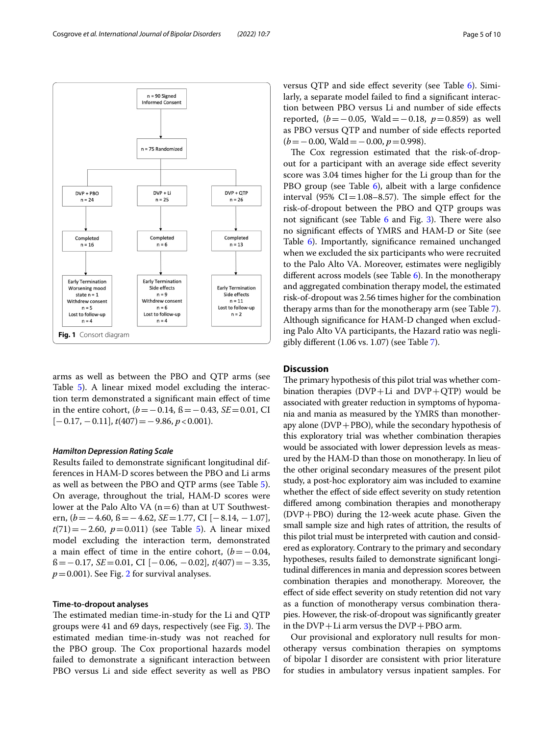n = 90 Signed Informed Consent

n = 75 Randomized

| DVP + PBO n = 24 | DVP + Li n = 25 | DVP + QTP n = 26 |
|---|---|---|
| Completed n = 16 | Completed n = 6 | Completed n = 13 |
| Early Termination<br>Worsening mood state n = 1<br>Withdrew consent n = 5<br>Lost to follow-up n = 4 | Early Termination<br>Side effects n = 9<br>Withdrew consent n = 6<br>Lost to follow-up n = 4 | Early Termination<br>Side effects n = 11<br>Lost to follow-up n = 2 |

**Fig. 1** Consort diagram

arms as well as between the PBO and QTP arms (see Table 5). A linear mixed model excluding the interaction term demonstrated a significant main effect of time in the entire cohort, ($b = -0.14$, $ß = -0.43$, $SE = 0.01$, CI $[-0.17, -0.11]$, $t(407) = -9.86$, $p < 0.001$).

### *Hamilton Depression Rating Scale*

Results failed to demonstrate significant longitudinal differences in HAM-D scores between the PBO and Li arms as well as between the PBO and QTP arms (see Table 5). On average, throughout the trial, HAM-D scores were lower at the Palo Alto VA (n = 6) than at UT Southwestern, ($b = -4.60$, $ß = -4.62$, $SE = 1.77$, CI $[-8.14, -1.07]$, $t(71) = -2.60$, $p = 0.011$) (see Table 5). A linear mixed model excluding the interaction term, demonstrated a main effect of time in the entire cohort, ($b = -0.04$, $ß = -0.17$, $SE = 0.01$, CI $[-0.06, -0.02]$, $t(407) = -3.35$, $p = 0.001$). See Fig. 2 for survival analyses.

### Time-to-dropout analyses

The estimated median time-in-study for the Li and QTP groups were 41 and 69 days, respectively (see Fig. 3). The estimated median time-in-study was not reached for the PBO group. The Cox proportional hazards model failed to demonstrate a significant interaction between PBO versus Li and side effect severity as well as PBO versus QTP and side effect severity (see Table 6). Similarly, a separate model failed to find a significant interaction between PBO versus Li and number of side effects reported, ($b = -0.05$, Wald $= -0.18$, $p = 0.859$) as well as PBO versus QTP and number of side effects reported ($b = -0.00$, Wald $= -0.00$, $p = 0.998$).

The Cox regression estimated that the risk-of-dropout for a participant with an average side effect severity score was 3.04 times higher for the Li group than for the PBO group (see Table 6), albeit with a large confidence interval (95% CI = 1.08–8.57). The simple effect for the risk-of-dropout between the PBO and QTP groups was not significant (see Table 6 and Fig. 3). There were also no significant effects of YMRS and HAM-D or Site (see Table 6). Importantly, significance remained unchanged when we excluded the six participants who were recruited to the Palo Alto VA. Moreover, estimates were negligibly different across models (see Table 6). In the monotherapy and aggregated combination therapy model, the estimated risk-of-dropout was 2.56 times higher for the combination therapy arms than for the monotherapy arm (see Table 7). Although significance for HAM-D changed when excluding Palo Alto VA participants, the Hazard ratio was negligibly different (1.06 vs. 1.07) (see Table 7).

## Discussion

The primary hypothesis of this pilot trial was whether combination therapies (DVP + Li and DVP + QTP) would be associated with greater reduction in symptoms of hypomania and mania as measured by the YMRS than monotherapy alone (DVP + PBO), while the secondary hypothesis of this exploratory trial was whether combination therapies would be associated with lower depression levels as measured by the HAM-D than those on monotherapy. In lieu of the other original secondary measures of the present pilot study, a post-hoc exploratory aim was included to examine whether the effect of side effect severity on study retention differed among combination therapies and monotherapy (DVP + PBO) during the 12-week acute phase. Given the small sample size and high rates of attrition, the results of this pilot trial must be interpreted with caution and considered as exploratory. Contrary to the primary and secondary hypotheses, results failed to demonstrate significant longitudinal differences in mania and depression scores between combination therapies and monotherapy. Moreover, the effect of side effect severity on study retention did not vary as a function of monotherapy versus combination therapies. However, the risk-of-dropout was significantly greater in the DVP + Li arm versus the DVP + PBO arm.

Our provisional and exploratory null results for monotherapy versus combination therapies on symptoms of bipolar I disorder are consistent with prior literature for studies in ambulatory versus inpatient samples. For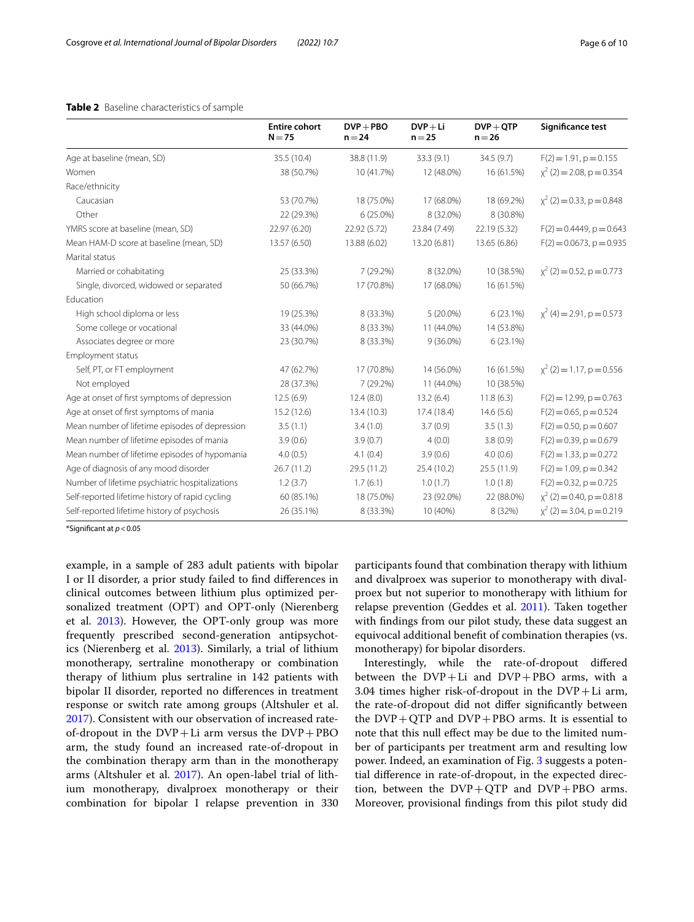**Table 2** Baseline characteristics of sample

| | Entire cohort N = 75 | DVP + PBO n = 24 | DVP + Li n = 25 | DVP + QTP n = 26 | Significance test |
|---|---|---|---|---|---|
| Age at baseline (mean, SD) | 35.5 (10.4) | 38.8 (11.9) | 33.3 (9.1) | 34.5 (9.7) | $F(2) = 1.91$, $p = 0.155$ |
| Women | 38 (50.7%) | 10 (41.7%) | 12 (48.0%) | 16 (61.5%) | $\chi^2(2) = 2.08$, $p = 0.354$ |
| Race/ethnicity | | | | | |
| Caucasian | 53 (70.7%) | 18 (75.0%) | 17 (68.0%) | 18 (69.2%) | $\chi^2(2) = 0.33$, $p = 0.848$ |
| Other | 22 (29.3%) | 6 (25.0%) | 8 (32.0%) | 8 (30.8%) | |
| YMRS score at baseline (mean, SD) | 22.97 (6.20) | 22.92 (5.72) | 23.84 (7.49) | 22.19 (5.32) | $F(2) = 0.4449$, $p = 0.643$ |
| Mean HAM-D score at baseline (mean, SD) | 13.57 (6.50) | 13.88 (6.02) | 13.20 (6.81) | 13.65 (6.86) | $F(2) = 0.0673$, $p = 0.935$ |
| Marital status | | | | | |
| Married or cohabitating | 25 (33.3%) | 7 (29.2%) | 8 (32.0%) | 10 (38.5%) | $\chi^2(2) = 0.52$, $p = 0.773$ |
| Single, divorced, widowed or separated | 50 (66.7%) | 17 (70.8%) | 17 (68.0%) | 16 (61.5%) | |
| Education | | | | | |
| High school diploma or less | 19 (25.3%) | 8 (33.3%) | 5 (20.0%) | 6 (23.1%) | $\chi^2(4) = 2.91$, $p = 0.573$ |
| Some college or vocational | 33 (44.0%) | 8 (33.3%) | 11 (44.0%) | 14 (53.8%) | |
| Associates degree or more | 23 (30.7%) | 8 (33.3%) | 9 (36.0%) | 6 (23.1%) | |
| Employment status | | | | | |
| Self, PT, or FT employment | 47 (62.7%) | 17 (70.8%) | 14 (56.0%) | 16 (61.5%) | $\chi^2(2) = 1.17$, $p = 0.556$ |
| Not employed | 28 (37.3%) | 7 (29.2%) | 11 (44.0%) | 10 (38.5%) | |
| Age at onset of first symptoms of depression | 12.5 (6.9) | 12.4 (8.0) | 13.2 (6.4) | 11.8 (6.3) | $F(2) = 12.99$, $p = 0.763$ |
| Age at onset of first symptoms of mania | 15.2 (12.6) | 13.4 (10.3) | 17.4 (18.4) | 14.6 (5.6) | $F(2) = 0.65$, $p = 0.524$ |
| Mean number of lifetime episodes of depression | 3.5 (1.1) | 3.4 (1.0) | 3.7 (0.9) | 3.5 (1.3) | $F(2) = 0.50$, $p = 0.607$ |
| Mean number of lifetime episodes of mania | 3.9 (0.6) | 3.9 (0.7) | 4 (0.0) | 3.8 (0.9) | $F(2) = 0.39$, $p = 0.679$ |
| Mean number of lifetime episodes of hypomania | 4.0 (0.5) | 4.1 (0.4) | 3.9 (0.6) | 4.0 (0.6) | $F(2) = 1.33$, $p = 0.272$ |
| Age of diagnosis of any mood disorder | 26.7 (11.2) | 29.5 (11.2) | 25.4 (10.2) | 25.5 (11.9) | $F(2) = 1.09$, $p = 0.342$ |
| Number of lifetime psychiatric hospitalizations | 1.2 (3.7) | 1.7 (6.1) | 1.0 (1.7) | 1.0 (1.8) | $F(2) = 0.32$, $p = 0.725$ |
| Self-reported lifetime history of rapid cycling | 60 (85.1%) | 18 (75.0%) | 23 (92.0%) | 22 (88.0%) | $\chi^2(2) = 0.40$, $p = 0.818$ |
| Self-reported lifetime history of psychosis | 26 (35.1%) | 8 (33.3%) | 10 (40%) | 8 (32%) | $\chi^2(2) = 3.04$, $p = 0.219$ |

*Significant at $p < 0.05$

example, in a sample of 283 adult patients with bipolar I or II disorder, a prior study failed to find differences in clinical outcomes between lithium plus optimized personalized treatment (OPT) and OPT-only (Nierenberg et al. 2013). However, the OPT-only group was more frequently prescribed second-generation antipsychotics (Nierenberg et al. 2013). Similarly, a trial of lithium monotherapy, sertraline monotherapy or combination therapy of lithium plus sertraline in 142 patients with bipolar II disorder, reported no differences in treatment response or switch rate among groups (Altshuler et al. 2017). Consistent with our observation of increased rate-of-dropout in the DVP + Li arm versus the DVP + PBO arm, the study found an increased rate-of-dropout in the combination therapy arm than in the monotherapy arms (Altshuler et al. 2017). An open-label trial of lithium monotherapy, divalproex monotherapy or their combination for bipolar I relapse prevention in 330 participants found that combination therapy with lithium and divalproex was superior to monotherapy with divalproex but not superior to monotherapy with lithium for relapse prevention (Geddes et al. 2011). Taken together with findings from our pilot study, these data suggest an equivocal additional benefit of combination therapies (vs. monotherapy) for bipolar disorders.

Interestingly, while the rate-of-dropout differed between the DVP + Li and DVP + PBO arms, with a 3.04 times higher risk-of-dropout in the DVP + Li arm, the rate-of-dropout did not differ significantly between the DVP + QTP and DVP + PBO arms. It is essential to note that this null effect may be due to the limited number of participants per treatment arm and resulting low power. Indeed, an examination of Fig. 3 suggests a potential difference in rate-of-dropout, in the expected direction, between the DVP + QTP and DVP + PBO arms. Moreover, provisional findings from this pilot study did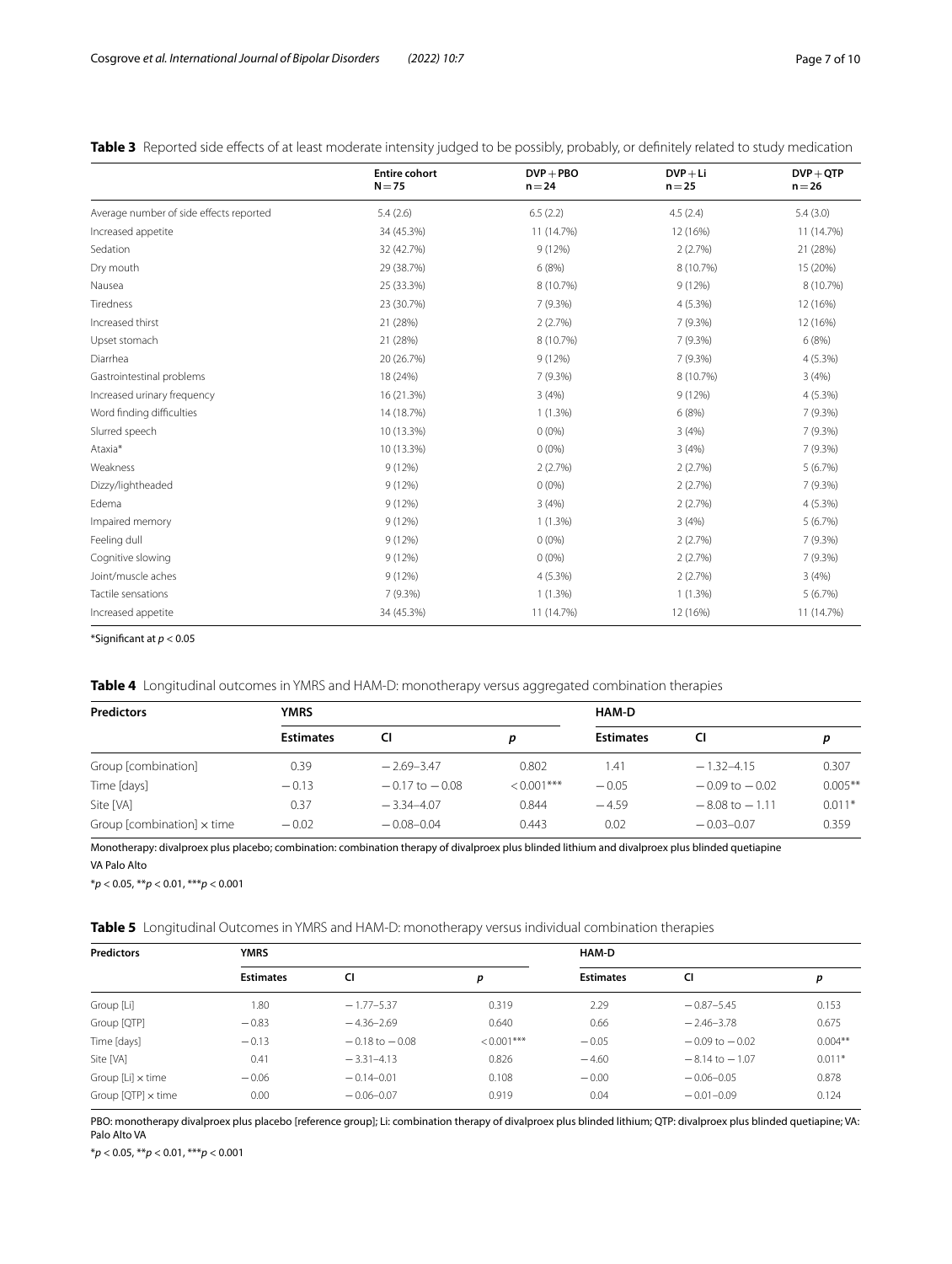**Table 3** Reported side effects of at least moderate intensity judged to be possibly, probably, or definitely related to study medication

| | Entire cohort N = 75 | DVP + PBO n = 24 | DVP + Li n = 25 | DVP + QTP n = 26 |
|---|---|---|---|---|
| Average number of side effects reported | 5.4 (2.6) | 6.5 (2.2) | 4.5 (2.4) | 5.4 (3.0) |
| Increased appetite | 34 (45.3%) | 11 (14.7%) | 12 (16%) | 11 (14.7%) |
| Sedation | 32 (42.7%) | 9 (12%) | 2 (2.7%) | 21 (28%) |
| Dry mouth | 29 (38.7%) | 6 (8%) | 8 (10.7%) | 15 (20%) |
| Nausea | 25 (33.3%) | 8 (10.7%) | 9 (12%) | 8 (10.7%) |
| Tiredness | 23 (30.7%) | 7 (9.3%) | 4 (5.3%) | 12 (16%) |
| Increased thirst | 21 (28%) | 2 (2.7%) | 7 (9.3%) | 12 (16%) |
| Upset stomach | 21 (28%) | 8 (10.7%) | 7 (9.3%) | 6 (8%) |
| Diarrhea | 20 (26.7%) | 9 (12%) | 7 (9.3%) | 4 (5.3%) |
| Gastrointestinal problems | 18 (24%) | 7 (9.3%) | 8 (10.7%) | 3 (4%) |
| Increased urinary frequency | 16 (21.3%) | 3 (4%) | 9 (12%) | 4 (5.3%) |
| Word finding difficulties | 14 (18.7%) | 1 (1.3%) | 6 (8%) | 7 (9.3%) |
| Slurred speech | 10 (13.3%) | 0 (0%) | 3 (4%) | 7 (9.3%) |
| Ataxia* | 10 (13.3%) | 0 (0%) | 3 (4%) | 7 (9.3%) |
| Weakness | 9 (12%) | 2 (2.7%) | 2 (2.7%) | 5 (6.7%) |
| Dizzy/lightheaded | 9 (12%) | 0 (0%) | 2 (2.7%) | 7 (9.3%) |
| Edema | 9 (12%) | 3 (4%) | 2 (2.7%) | 4 (5.3%) |
| Impaired memory | 9 (12%) | 1 (1.3%) | 3 (4%) | 5 (6.7%) |
| Feeling dull | 9 (12%) | 0 (0%) | 2 (2.7%) | 7 (9.3%) |
| Cognitive slowing | 9 (12%) | 0 (0%) | 2 (2.7%) | 7 (9.3%) |
| Joint/muscle aches | 9 (12%) | 4 (5.3%) | 2 (2.7%) | 3 (4%) |
| Tactile sensations | 7 (9.3%) | 1 (1.3%) | 1 (1.3%) | 5 (6.7%) |
| Increased appetite | 34 (45.3%) | 11 (14.7%) | 12 (16%) | 11 (14.7%) |

*Significant at $p < 0.05$

**Table 4** Longitudinal outcomes in YMRS and HAM-D: monotherapy versus aggregated combination therapies

| Predictors | YMRS | | | HAM-D | | |
|---|---|---|---|---|---|---|
| | Estimates | CI | p | Estimates | CI | p |
| Group [combination] | 0.39 | −2.69–3.47 | 0.802 | 1.41 | −1.32–4.15 | 0.307 |
| Time [days] | −0.13 | −0.17 to −0.08 | <0.001*** | −0.05 | −0.09 to −0.02 | 0.005** |
| Site [VA] | 0.37 | −3.34–4.07 | 0.844 | −4.59 | −8.08 to −1.11 | 0.011* |
| Group [combination] × time | −0.02 | −0.08–0.04 | 0.443 | 0.02 | −0.03–0.07 | 0.359 |

Monotherapy: divalproex plus placebo; combination: combination therapy of divalproex plus blinded lithium and divalproex plus blinded quetiapine

VA Palo Alto

*$p < 0.05$, **$p < 0.01$, ***$p < 0.001$

**Table 5** Longitudinal Outcomes in YMRS and HAM-D: monotherapy versus individual combination therapies

| Predictors | YMRS | | | HAM-D | | |
|---|---|---|---|---|---|---|
| | Estimates | CI | p | Estimates | CI | p |
| Group [Li] | 1.80 | −1.77–5.37 | 0.319 | 2.29 | −0.87–5.45 | 0.153 |
| Group [QTP] | −0.83 | −4.36–2.69 | 0.640 | 0.66 | −2.46–3.78 | 0.675 |
| Time [days] | −0.13 | −0.18 to −0.08 | <0.001*** | −0.05 | −0.09 to −0.02 | 0.004** |
| Site [VA] | 0.41 | −3.31–4.13 | 0.826 | −4.60 | −8.14 to −1.07 | 0.011* |
| Group [Li] × time | −0.06 | −0.14–0.01 | 0.108 | −0.00 | −0.06–0.05 | 0.878 |
| Group [QTP] × time | 0.00 | −0.06–0.07 | 0.919 | 0.04 | −0.01–0.09 | 0.124 |

PBO: monotherapy divalproex plus placebo [reference group]; Li: combination therapy of divalproex plus blinded lithium; QTP: divalproex plus blinded quetiapine; VA: Palo Alto VA

*$p < 0.05$, **$p < 0.01$, ***$p < 0.001$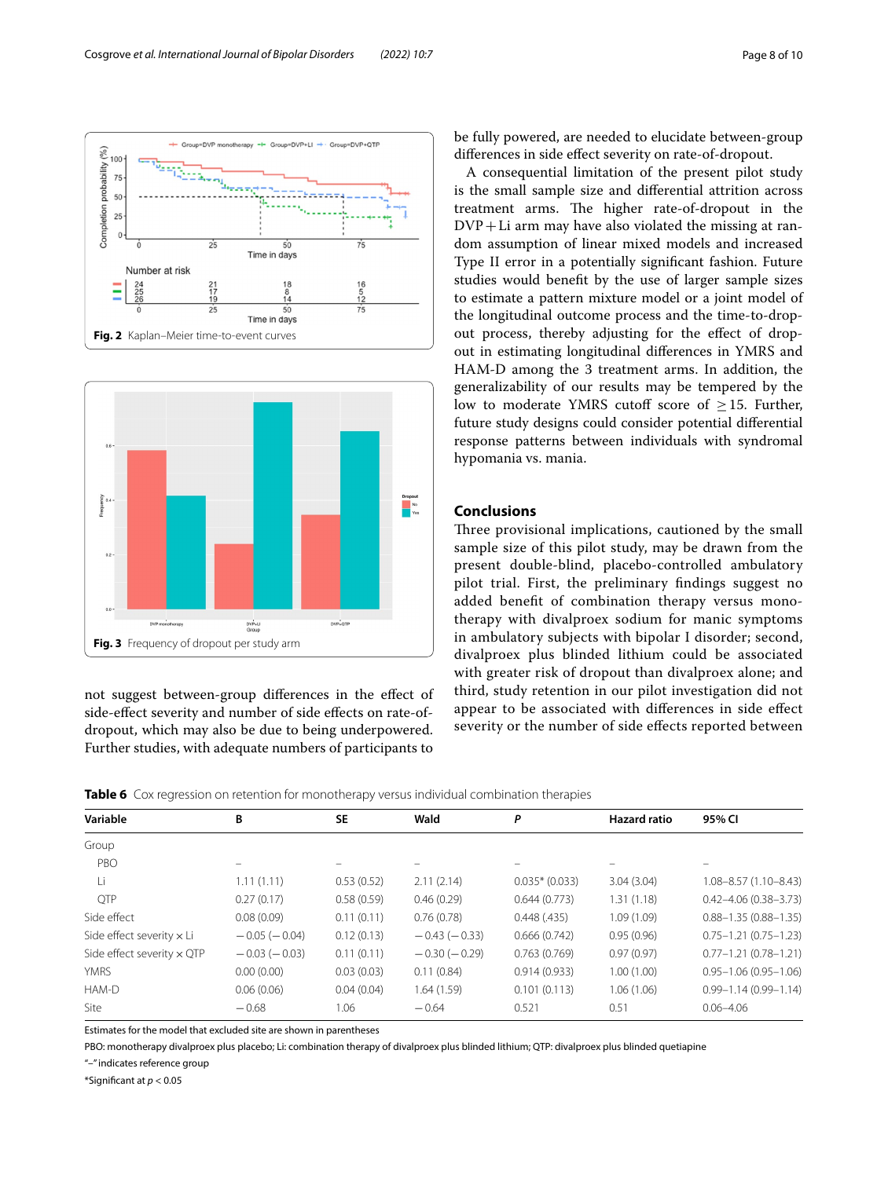Fig. 2 Kaplan–Meier time-to-event curves

Fig. 3 Frequency of dropout per study arm

not suggest between-group differences in the effect of side-effect severity and number of side effects on rate-of-dropout, which may also be due to being underpowered. Further studies, with adequate numbers of participants to be fully powered, are needed to elucidate between-group differences in side effect severity on rate-of-dropout.

A consequential limitation of the present pilot study is the small sample size and differential attrition across treatment arms. The higher rate-of-dropout in the DVP + Li arm may have also violated the missing at random assumption of linear mixed models and increased Type II error in a potentially significant fashion. Future studies would benefit by the use of larger sample sizes to estimate a pattern mixture model or a joint model of the longitudinal outcome process and the time-to-dropout process, thereby adjusting for the effect of dropout in estimating longitudinal differences in YMRS and HAM-D among the 3 treatment arms. In addition, the generalizability of our results may be tempered by the low to moderate YMRS cutoff score of $\geq 15$. Further, future study designs could consider potential differential response patterns between individuals with syndromal hypomania vs. mania.

## Conclusions

Three provisional implications, cautioned by the small sample size of this pilot study, may be drawn from the present double-blind, placebo-controlled ambulatory pilot trial. First, the preliminary findings suggest no added benefit of combination therapy versus monotherapy with divalproex sodium for manic symptoms in ambulatory subjects with bipolar I disorder; second, divalproex plus blinded lithium could be associated with greater risk of dropout than divalproex alone; and third, study retention in our pilot investigation did not appear to be associated with differences in side effect severity or the number of side effects reported between

**Table 6** Cox regression on retention for monotherapy versus individual combination therapies

| Variable | B | SE | Wald | *P* | Hazard ratio | 95% CI |
|---|---|---|---|---|---|---|
| Group | | | | | | |
| PBO | – | – | – | – | – | – |
| Li | 1.11 (1.11) | 0.53 (0.52) | 2.11 (2.14) | 0.035* (0.033) | 3.04 (3.04) | 1.08–8.57 (1.10–8.43) |
| QTP | 0.27 (0.17) | 0.58 (0.59) | 0.46 (0.29) | 0.644 (0.773) | 1.31 (1.18) | 0.42–4.06 (0.38–3.73) |
| Side effect | 0.08 (0.09) | 0.11 (0.11) | 0.76 (0.78) | 0.448 (.435) | 1.09 (1.09) | 0.88–1.35 (0.88–1.35) |
| Side effect severity × Li | −0.05 (−0.04) | 0.12 (0.13) | −0.43 (−0.33) | 0.666 (0.742) | 0.95 (0.96) | 0.75–1.21 (0.75–1.23) |
| Side effect severity × QTP | −0.03 (−0.03) | 0.11 (0.11) | −0.30 (−0.29) | 0.763 (0.769) | 0.97 (0.97) | 0.77–1.21 (0.78–1.21) |
| YMRS | 0.00 (0.00) | 0.03 (0.03) | 0.11 (0.84) | 0.914 (0.933) | 1.00 (1.00) | 0.95–1.06 (0.95–1.06) |
| HAM-D | 0.06 (0.06) | 0.04 (0.04) | 1.64 (1.59) | 0.101 (0.113) | 1.06 (1.06) | 0.99–1.14 (0.99–1.14) |
| Site | −0.68 | 1.06 | −0.64 | 0.521 | 0.51 | 0.06–4.06 |

Estimates for the model that excluded site are shown in parentheses

PBO: monotherapy divalproex plus placebo; Li: combination therapy of divalproex plus blinded lithium; QTP: divalproex plus blinded quetiapine

"–" indicates reference group

*Significant at $p < 0.05$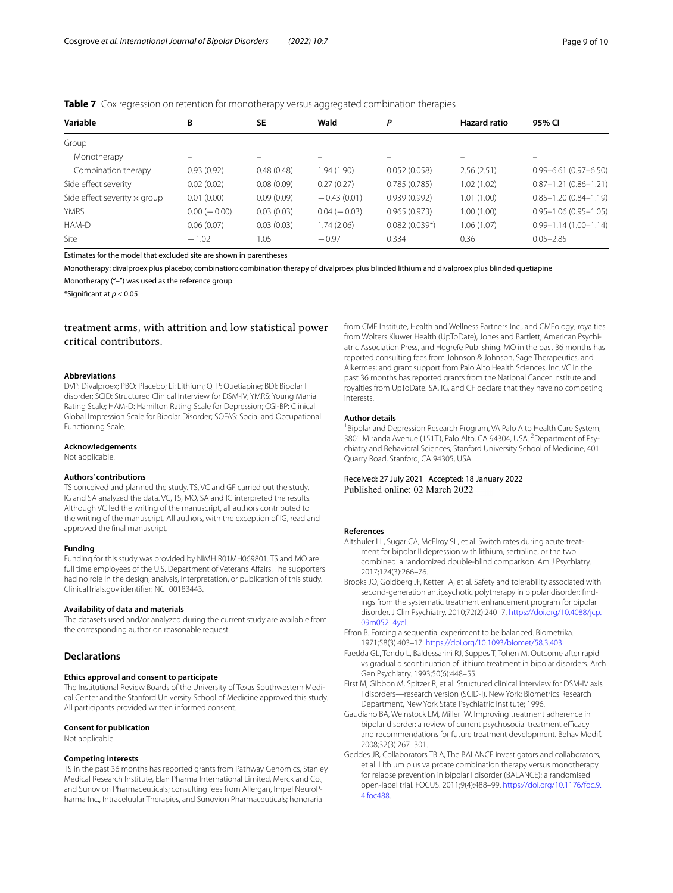**Table 7** Cox regression on retention for monotherapy versus aggregated combination therapies

| Variable | B | SE | Wald | *P* | Hazard ratio | 95% CI |
|---|---|---|---|---|---|---|
| Group | | | | | | |
| Monotherapy | – | – | – | – | – | – |
| Combination therapy | 0.93 (0.92) | 0.48 (0.48) | 1.94 (1.90) | 0.052 (0.058) | 2.56 (2.51) | 0.99–6.61 (0.97–6.50) |
| Side effect severity | 0.02 (0.02) | 0.08 (0.09) | 0.27 (0.27) | 0.785 (0.785) | 1.02 (1.02) | 0.87–1.21 (0.86–1.21) |
| Side effect severity × group | 0.01 (0.00) | 0.09 (0.09) | −0.43 (0.01) | 0.939 (0.992) | 1.01 (1.00) | 0.85–1.20 (0.84–1.19) |
| YMRS | 0.00 (−0.00) | 0.03 (0.03) | 0.04 (−0.03) | 0.965 (0.973) | 1.00 (1.00) | 0.95–1.06 (0.95–1.05) |
| HAM-D | 0.06 (0.07) | 0.03 (0.03) | 1.74 (2.06) | 0.082 (0.039*) | 1.06 (1.07) | 0.99–1.14 (1.00–1.14) |
| Site | −1.02 | 1.05 | −0.97 | 0.334 | 0.36 | 0.05–2.85 |

Estimates for the model that excluded site are shown in parentheses

Monotherapy: divalproex plus placebo; combination: combination therapy of divalproex plus blinded lithium and divalproex plus blinded quetiapine

Monotherapy ("–") was used as the reference group

*Significant at $p < 0.05$

treatment arms, with attrition and low statistical power critical contributors.

**Abbreviations**

DVP: Divalproex; PBO: Placebo; Li: Lithium; QTP: Quetiapine; BDI: Bipolar I disorder; SCID: Structured Clinical Interview for DSM-IV; YMRS: Young Mania Rating Scale; HAM-D: Hamilton Rating Scale for Depression; CGI-BP: Clinical Global Impression Scale for Bipolar Disorder; SOFAS: Social and Occupational Functioning Scale.

**Acknowledgements**

Not applicable.

**Authors' contributions**

TS conceived and planned the study. TS, VC and GF carried out the study. IG and SA analyzed the data. VC, TS, MO, SA and IG interpreted the results. Although VC led the writing of the manuscript, all authors contributed to the writing of the manuscript. All authors, with the exception of IG, read and approved the final manuscript.

**Funding**

Funding for this study was provided by NIMH R01MH069801. TS and MO are full time employees of the U.S. Department of Veterans Affairs. The supporters had no role in the design, analysis, interpretation, or publication of this study. ClinicalTrials.gov identifier: NCT00183443.

**Availability of data and materials**

The datasets used and/or analyzed during the current study are available from the corresponding author on reasonable request.

## Declarations

**Ethics approval and consent to participate**

The Institutional Review Boards of the University of Texas Southwestern Medical Center and the Stanford University School of Medicine approved this study. All participants provided written informed consent.

**Consent for publication**

Not applicable.

**Competing interests**

TS in the past 36 months has reported grants from Pathway Genomics, Stanley Medical Research Institute, Elan Pharma International Limited, Merck and Co., and Sunovion Pharmaceuticals; consulting fees from Allergan, Impel NeuroPharma Inc., Intraceluular Therapies, and Sunovion Pharmaceuticals; honoraria from CME Institute, Health and Wellness Partners Inc., and CMEology; royalties from Wolters Kluwer Health (UpToDate), Jones and Bartlett, American Psychiatric Association Press, and Hogrefe Publishing. MO in the past 36 months has reported consulting fees from Johnson & Johnson, Sage Therapeutics, and Alkermes; and grant support from Palo Alto Health Sciences, Inc. VC in the past 36 months has reported grants from the National Cancer Institute and royalties from UpToDate. SA, IG, and GF declare that they have no competing interests.

**Author details**

[1]Bipolar and Depression Research Program, VA Palo Alto Health Care System, 3801 Miranda Avenue (151T), Palo Alto, CA 94304, USA. [2]Department of Psychiatry and Behavioral Sciences, Stanford University School of Medicine, 401 Quarry Road, Stanford, CA 94305, USA.

Received: 27 July 2021 Accepted: 18 January 2022
Published online: 02 March 2022

**References**

Altshuler LL, Sugar CA, McElroy SL, et al. Switch rates during acute treatment for bipolar II depression with lithium, sertraline, or the two combined: a randomized double-blind comparison. Am J Psychiatry. 2017;174(3):266–76.

Brooks JO, Goldberg JF, Ketter TA, et al. Safety and tolerability associated with second-generation antipsychotic polytherapy in bipolar disorder: findings from the systematic treatment enhancement program for bipolar disorder. J Clin Psychiatry. 2010;72(2):240–7. https://doi.org/10.4088/jcp.09m05214yel.

Efron B. Forcing a sequential experiment to be balanced. Biometrika. 1971;58(3):403–17. https://doi.org/10.1093/biomet/58.3.403.

Faedda GL, Tondo L, Baldessarini RJ, Suppes T, Tohen M. Outcome after rapid vs gradual discontinuation of lithium treatment in bipolar disorders. Arch Gen Psychiatry. 1993;50(6):448–55.

First M, Gibbon M, Spitzer R, et al. Structured clinical interview for DSM-IV axis I disorders—research version (SCID-I). New York: Biometrics Research Department, New York State Psychiatric Institute; 1996.

Gaudiano BA, Weinstock LM, Miller IW. Improving treatment adherence in bipolar disorder: a review of current psychosocial treatment efficacy and recommendations for future treatment development. Behav Modif. 2008;32(3):267–301.

Geddes JR, Collaborators TBIA, The BALANCE investigators and collaborators, et al. Lithium plus valproate combination therapy versus monotherapy for relapse prevention in bipolar I disorder (BALANCE): a randomised open-label trial. FOCUS. 2011;9(4):488–99. https://doi.org/10.1176/foc.9.4.foc488.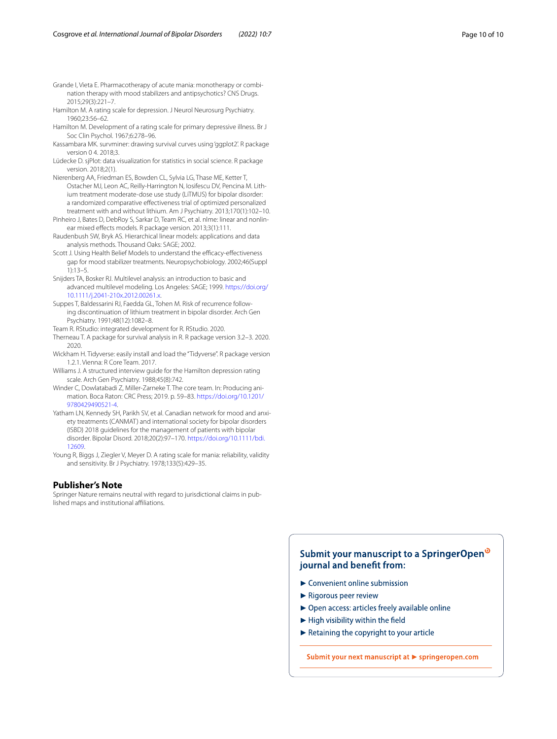Grande I, Vieta E. Pharmacotherapy of acute mania: monotherapy or combination therapy with mood stabilizers and antipsychotics? CNS Drugs. 2015;29(3):221–7.

Hamilton M. A rating scale for depression. J Neurol Neurosurg Psychiatry. 1960;23:56–62.

Hamilton M. Development of a rating scale for primary depressive illness. Br J Soc Clin Psychol. 1967;6:278–96.

Kassambara MK. survminer: drawing survival curves using 'ggplot2'. R package version 0 4. 2018;3.

Lüdecke D. sjPlot: data visualization for statistics in social science. R package version. 2018;2(1).

Nierenberg AA, Friedman ES, Bowden CL, Sylvia LG, Thase ME, Ketter T, Ostacher MJ, Leon AC, Reilly-Harrington N, Iosifescu DV, Pencina M. Lithium treatment moderate-dose use study (LiTMUS) for bipolar disorder: a randomized comparative effectiveness trial of optimized personalized treatment with and without lithium. Am J Psychiatry. 2013;170(1):102–10.

Pinheiro J, Bates D, DebRoy S, Sarkar D, Team RC, et al. nlme: linear and nonlinear mixed effects models. R package version. 2013;3(1):111.

Raudenbush SW, Bryk AS. Hierarchical linear models: applications and data analysis methods. Thousand Oaks: SAGE; 2002.

Scott J. Using Health Belief Models to understand the efficacy-effectiveness gap for mood stabilizer treatments. Neuropsychobiology. 2002;46(Suppl 1):13–5.

Snijders TA, Bosker RJ. Multilevel analysis: an introduction to basic and advanced multilevel modeling. Los Angeles: SAGE; 1999. https://doi.org/10.1111/j.2041-210x.2012.00261.x.

Suppes T, Baldessarini RJ, Faedda GL, Tohen M. Risk of recurrence following discontinuation of lithium treatment in bipolar disorder. Arch Gen Psychiatry. 1991;48(12):1082–8.

Team R. RStudio: integrated development for R. RStudio. 2020.

Therneau T. A package for survival analysis in R. R package version 3.2–3. 2020. 2020.

Wickham H. Tidyverse: easily install and load the "Tidyverse". R package version 1.2.1. Vienna: R Core Team. 2017.

Williams J. A structured interview guide for the Hamilton depression rating scale. Arch Gen Psychiatry. 1988;45(8):742.

Winder C, Dowlatabadi Z, Miller-Zarneke T. The core team. In: Producing animation. Boca Raton: CRC Press; 2019. p. 59–83. https://doi.org/10.1201/9780429490521-4.

Yatham LN, Kennedy SH, Parikh SV, et al. Canadian network for mood and anxiety treatments (CANMAT) and international society for bipolar disorders (ISBD) 2018 guidelines for the management of patients with bipolar disorder. Bipolar Disord. 2018;20(2):97–170. https://doi.org/10.1111/bdi.12609.

Young R, Biggs J, Ziegler V, Meyer D. A rating scale for mania: reliability, validity and sensitivity. Br J Psychiatry. 1978;133(5):429–35.

## Publisher's Note

Springer Nature remains neutral with regard to jurisdictional claims in published maps and institutional affiliations.

**Submit your manuscript to a SpringerOpen journal and benefit from:**

- ► Convenient online submission
- ► Rigorous peer review
- ► Open access: articles freely available online
- ► High visibility within the field
- ► Retaining the copyright to your article

**Submit your next manuscript at ► springeropen.com**